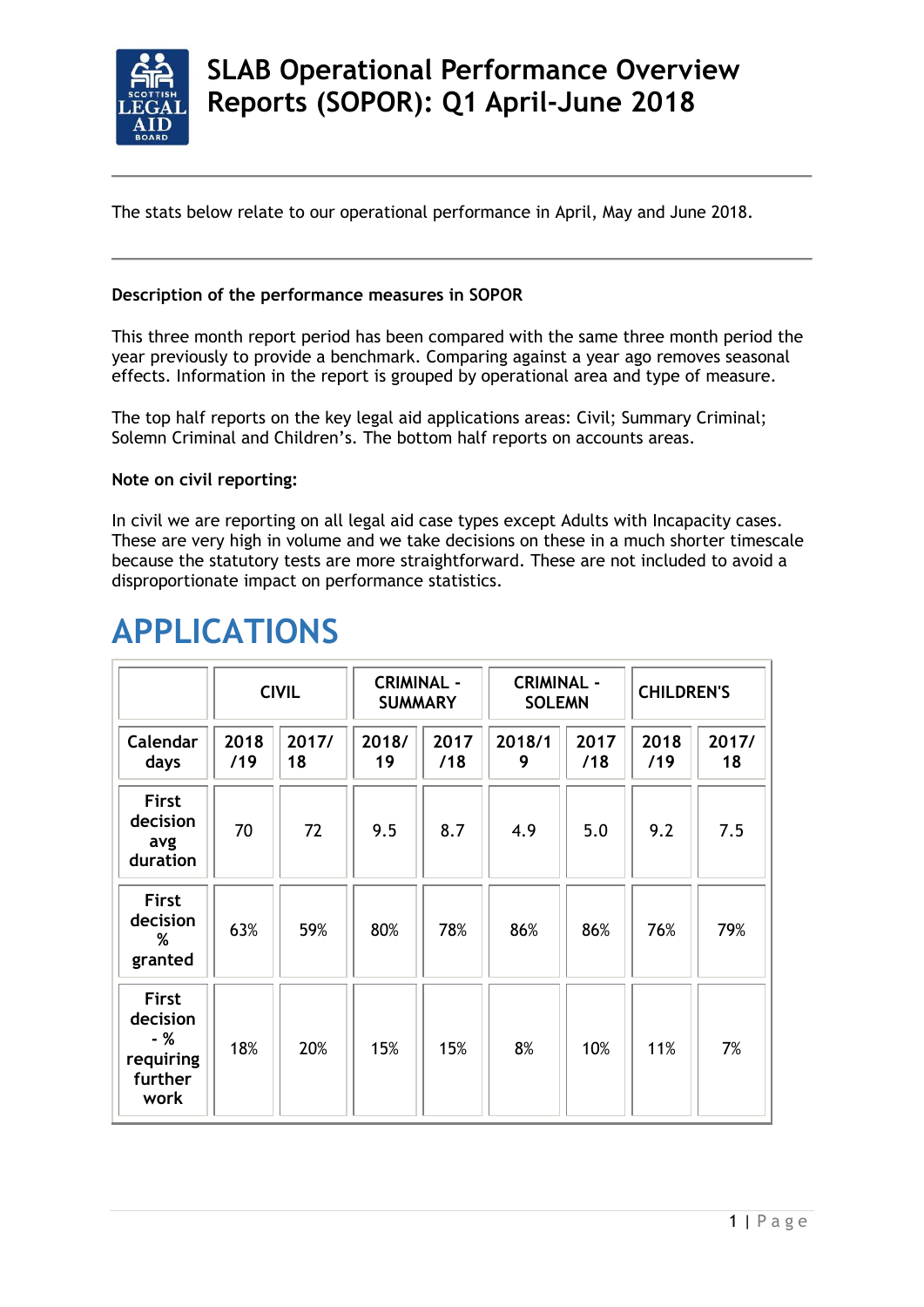# SLAB Operational Performance Overview Reports (SOPOR): Q1 April-June 2018

The stats below relate to our operational performance in April, May and June 2018.

**Description of the performance measures in SOPOR**

This three month report period has been compared with the same three month period the year previously to provide a benchmark. Comparing against a year ago removes seasonal effects. Information in the report is grouped by operational area and type of measure.

The top half reports on the key legal aid applications areas: Civil; Summary Criminal; Solemn Criminal and Children's. The bottom half reports on accounts areas.

**Note on civil reporting:**

In civil we are reporting on all legal aid case types except Adults with Incapacity cases. These are very high in volume and we take decisions on these in a much shorter timescale because the statutory tests are more straightforward. These are not included to avoid a disproportionate impact on performance statistics.

# APPLICATIONS

| | CIVIL | | CRIMINAL - SUMMARY | | CRIMINAL - SOLEMN | | CHILDREN'S | |
|---|---|---|---|---|---|---|---|---|
| Calendar days | 2018/19 | 2017/18 | 2018/19 | 2017/18 | 2018/19 | 2017/18 | 2018/19 | 2017/18 |
| First decision avg duration | 70 | 72 | 9.5 | 8.7 | 4.9 | 5.0 | 9.2 | 7.5 |
| First decision % granted | 63% | 59% | 80% | 78% | 86% | 86% | 76% | 79% |
| First decision - % requiring further work | 18% | 20% | 15% | 15% | 8% | 10% | 11% | 7% |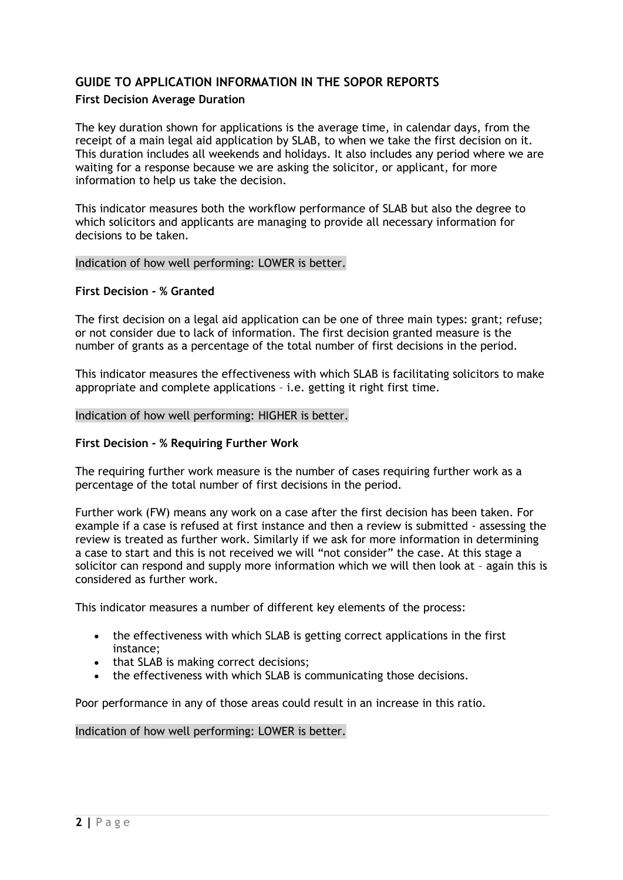## GUIDE TO APPLICATION INFORMATION IN THE SOPOR REPORTS

### First Decision Average Duration

The key duration shown for applications is the average time, in calendar days, from the receipt of a main legal aid application by SLAB, to when we take the first decision on it. This duration includes all weekends and holidays. It also includes any period where we are waiting for a response because we are asking the solicitor, or applicant, for more information to help us take the decision.

This indicator measures both the workflow performance of SLAB but also the degree to which solicitors and applicants are managing to provide all necessary information for decisions to be taken.

Indication of how well performing: LOWER is better.

### First Decision - % Granted

The first decision on a legal aid application can be one of three main types: grant; refuse; or not consider due to lack of information. The first decision granted measure is the number of grants as a percentage of the total number of first decisions in the period.

This indicator measures the effectiveness with which SLAB is facilitating solicitors to make appropriate and complete applications – i.e. getting it right first time.

Indication of how well performing: HIGHER is better.

### First Decision - % Requiring Further Work

The requiring further work measure is the number of cases requiring further work as a percentage of the total number of first decisions in the period.

Further work (FW) means any work on a case after the first decision has been taken. For example if a case is refused at first instance and then a review is submitted - assessing the review is treated as further work. Similarly if we ask for more information in determining a case to start and this is not received we will "not consider" the case. At this stage a solicitor can respond and supply more information which we will then look at – again this is considered as further work.

This indicator measures a number of different key elements of the process:

- the effectiveness with which SLAB is getting correct applications in the first instance;
- that SLAB is making correct decisions;
- the effectiveness with which SLAB is communicating those decisions.

Poor performance in any of those areas could result in an increase in this ratio.

Indication of how well performing: LOWER is better.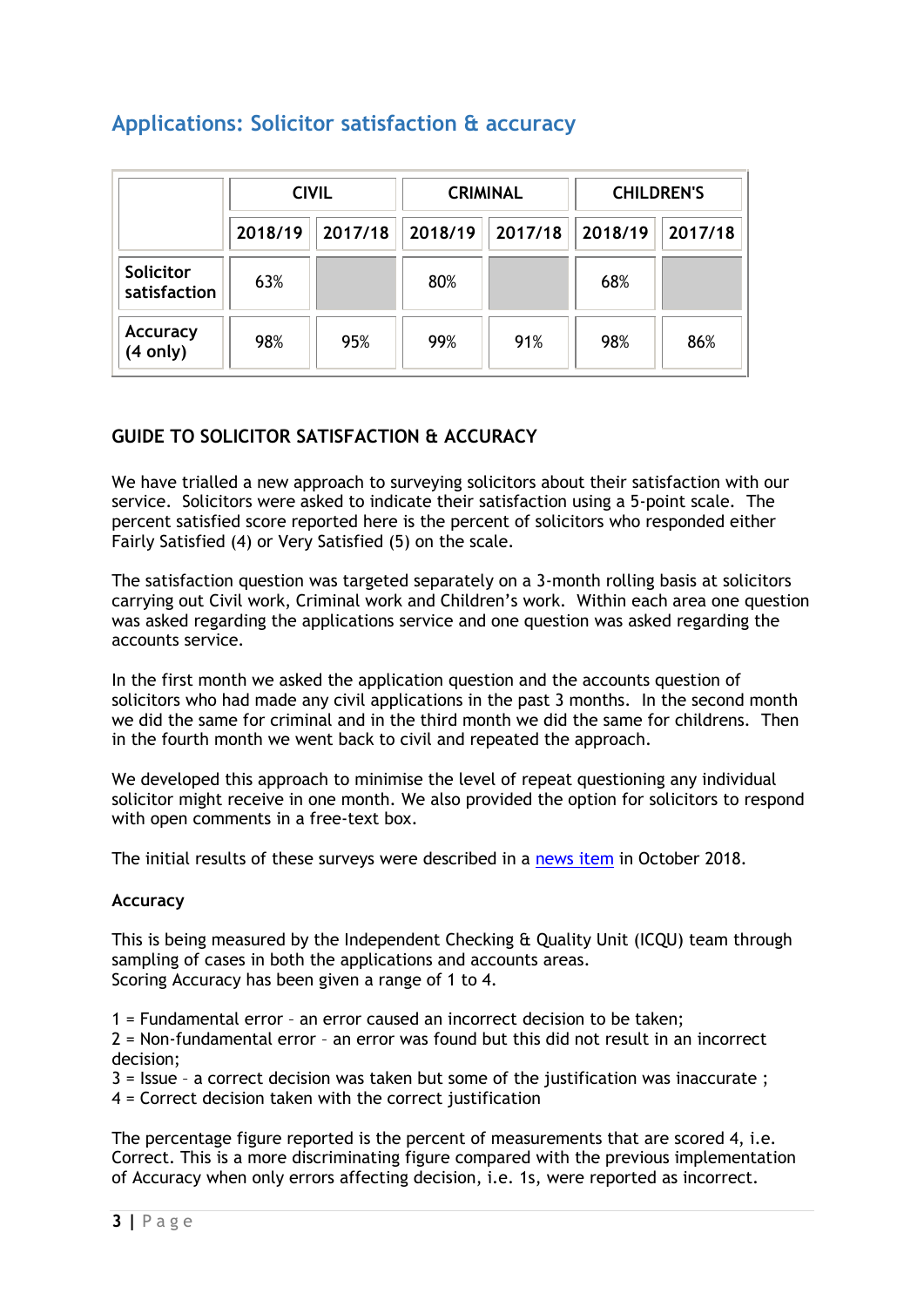## Applications: Solicitor satisfaction & accuracy

| | CIVIL | | CRIMINAL | | CHILDREN'S | |
|---|---|---|---|---|---|---|
| | 2018/19 | 2017/18 | 2018/19 | 2017/18 | 2018/19 | 2017/18 |
| Solicitor satisfaction | 63% | | 80% | | 68% | |
| Accuracy (4 only) | 98% | 95% | 99% | 91% | 98% | 86% |

### GUIDE TO SOLICITOR SATISFACTION & ACCURACY

We have trialled a new approach to surveying solicitors about their satisfaction with our service. Solicitors were asked to indicate their satisfaction using a 5-point scale. The percent satisfied score reported here is the percent of solicitors who responded either Fairly Satisfied (4) or Very Satisfied (5) on the scale.

The satisfaction question was targeted separately on a 3-month rolling basis at solicitors carrying out Civil work, Criminal work and Children's work. Within each area one question was asked regarding the applications service and one question was asked regarding the accounts service.

In the first month we asked the application question and the accounts question of solicitors who had made any civil applications in the past 3 months. In the second month we did the same for criminal and in the third month we did the same for childrens. Then in the fourth month we went back to civil and repeated the approach.

We developed this approach to minimise the level of repeat questioning any individual solicitor might receive in one month. We also provided the option for solicitors to respond with open comments in a free-text box.

The initial results of these surveys were described in a news item in October 2018.

**Accuracy**

This is being measured by the Independent Checking & Quality Unit (ICQU) team through sampling of cases in both the applications and accounts areas.
Scoring Accuracy has been given a range of 1 to 4.

1 = Fundamental error – an error caused an incorrect decision to be taken;
2 = Non-fundamental error – an error was found but this did not result in an incorrect decision;
3 = Issue – a correct decision was taken but some of the justification was inaccurate ;
4 = Correct decision taken with the correct justification

The percentage figure reported is the percent of measurements that are scored 4, i.e. Correct. This is a more discriminating figure compared with the previous implementation of Accuracy when only errors affecting decision, i.e. 1s, were reported as incorrect.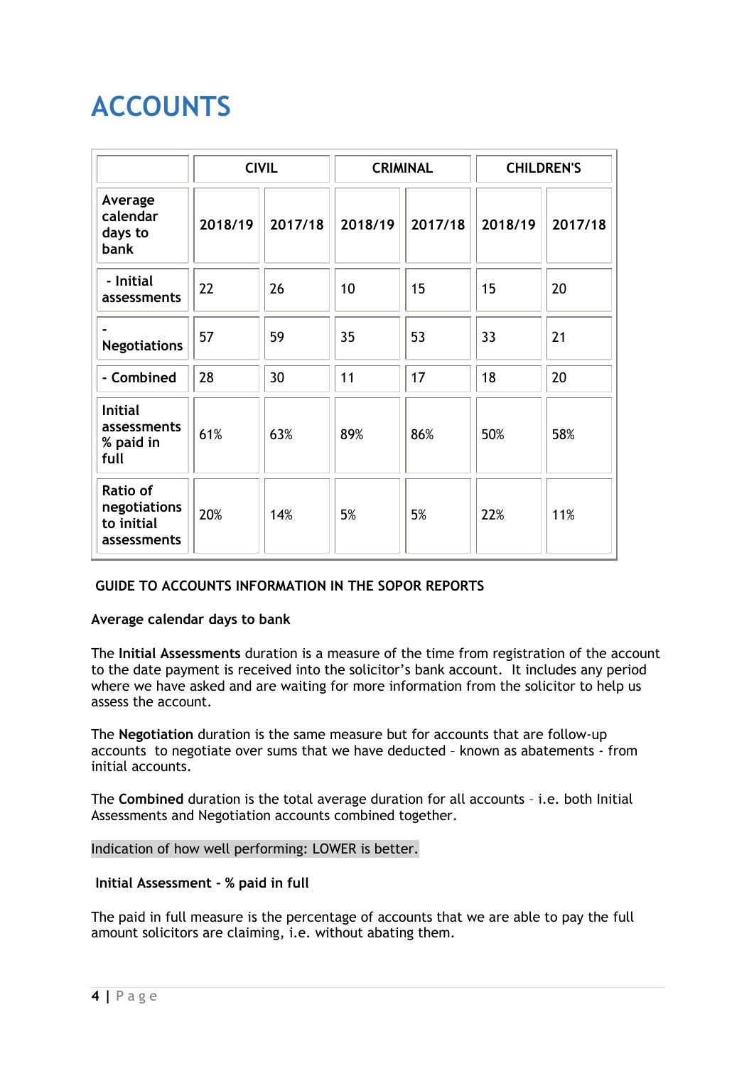# ACCOUNTS

| | CIVIL | | CRIMINAL | | CHILDREN'S | |
|---|---|---|---|---|---|---|
| Average calendar days to bank | 2018/19 | 2017/18 | 2018/19 | 2017/18 | 2018/19 | 2017/18 |
| - Initial assessments | 22 | 26 | 10 | 15 | 15 | 20 |
| - Negotiations | 57 | 59 | 35 | 53 | 33 | 21 |
| - Combined | 28 | 30 | 11 | 17 | 18 | 20 |
| Initial assessments % paid in full | 61% | 63% | 89% | 86% | 50% | 58% |
| Ratio of negotiations to initial assessments | 20% | 14% | 5% | 5% | 22% | 11% |

**GUIDE TO ACCOUNTS INFORMATION IN THE SOPOR REPORTS**

**Average calendar days to bank**

The **Initial Assessments** duration is a measure of the time from registration of the account to the date payment is received into the solicitor's bank account. It includes any period where we have asked and are waiting for more information from the solicitor to help us assess the account.

The **Negotiation** duration is the same measure but for accounts that are follow-up accounts to negotiate over sums that we have deducted – known as abatements - from initial accounts.

The **Combined** duration is the total average duration for all accounts – i.e. both Initial Assessments and Negotiation accounts combined together.

Indication of how well performing: LOWER is better.

**Initial Assessment - % paid in full**

The paid in full measure is the percentage of accounts that we are able to pay the full amount solicitors are claiming, i.e. without abating them.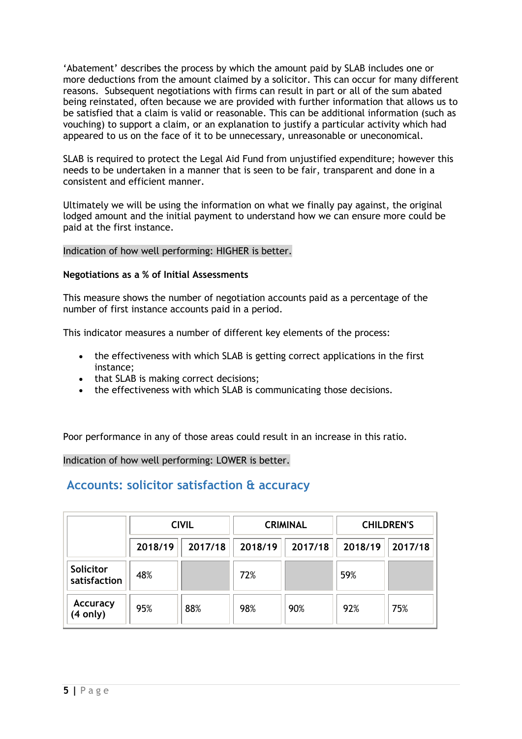'Abatement' describes the process by which the amount paid by SLAB includes one or more deductions from the amount claimed by a solicitor. This can occur for many different reasons. Subsequent negotiations with firms can result in part or all of the sum abated being reinstated, often because we are provided with further information that allows us to be satisfied that a claim is valid or reasonable. This can be additional information (such as vouching) to support a claim, or an explanation to justify a particular activity which had appeared to us on the face of it to be unnecessary, unreasonable or uneconomical.

SLAB is required to protect the Legal Aid Fund from unjustified expenditure; however this needs to be undertaken in a manner that is seen to be fair, transparent and done in a consistent and efficient manner.

Ultimately we will be using the information on what we finally pay against, the original lodged amount and the initial payment to understand how we can ensure more could be paid at the first instance.

Indication of how well performing: HIGHER is better.

**Negotiations as a % of Initial Assessments**

This measure shows the number of negotiation accounts paid as a percentage of the number of first instance accounts paid in a period.

This indicator measures a number of different key elements of the process:

- the effectiveness with which SLAB is getting correct applications in the first instance;
- that SLAB is making correct decisions;
- the effectiveness with which SLAB is communicating those decisions.

Poor performance in any of those areas could result in an increase in this ratio.

Indication of how well performing: LOWER is better.

## Accounts: solicitor satisfaction & accuracy

| | CIVIL | | CRIMINAL | | CHILDREN'S | |
|---|---|---|---|---|---|---|
| | 2018/19 | 2017/18 | 2018/19 | 2017/18 | 2018/19 | 2017/18 |
| Solicitor satisfaction | 48% | | 72% | | 59% | |
| Accuracy (4 only) | 95% | 88% | 98% | 90% | 92% | 75% |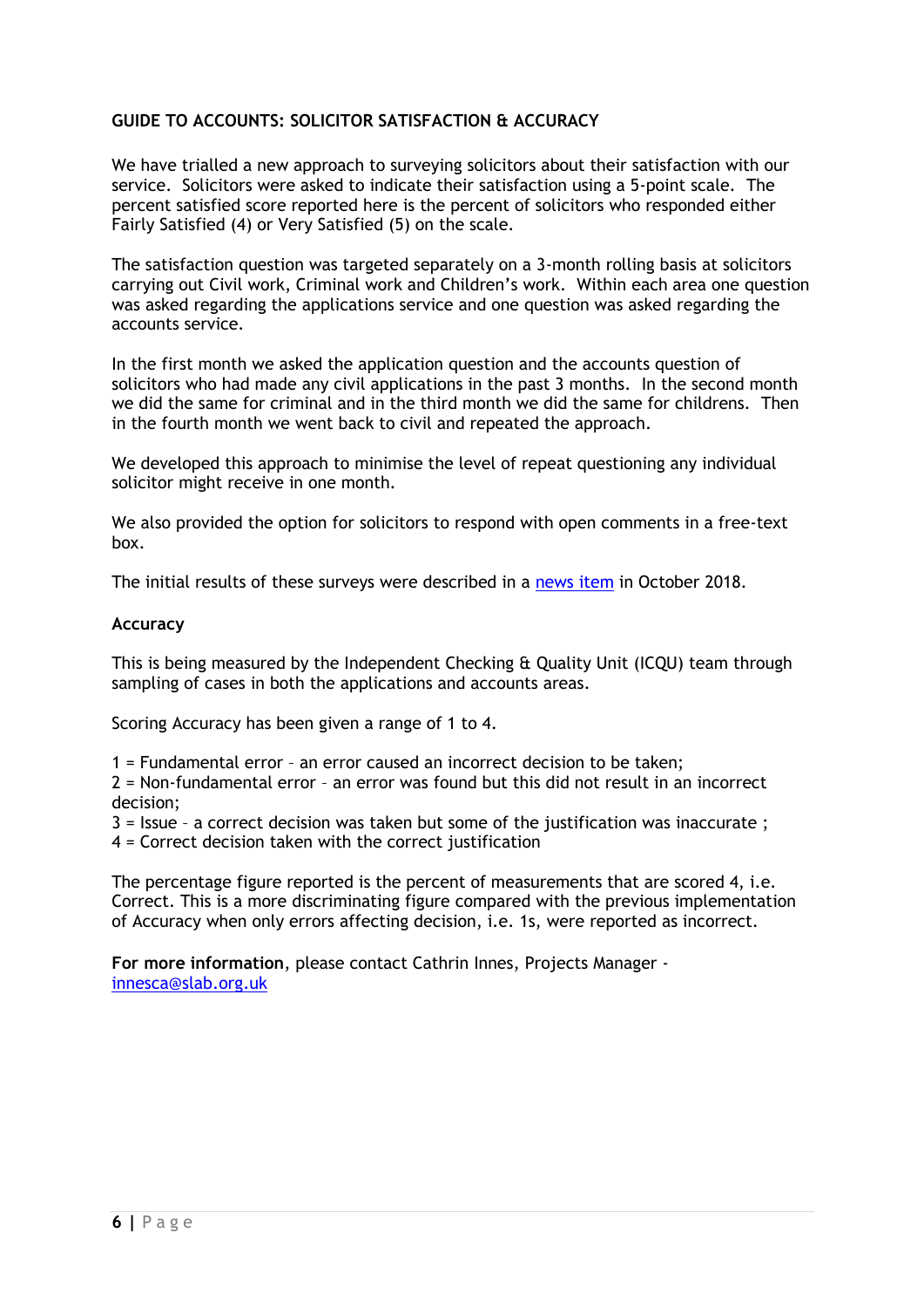**GUIDE TO ACCOUNTS: SOLICITOR SATISFACTION & ACCURACY**

We have trialled a new approach to surveying solicitors about their satisfaction with our service. Solicitors were asked to indicate their satisfaction using a 5-point scale. The percent satisfied score reported here is the percent of solicitors who responded either Fairly Satisfied (4) or Very Satisfied (5) on the scale.

The satisfaction question was targeted separately on a 3-month rolling basis at solicitors carrying out Civil work, Criminal work and Children's work. Within each area one question was asked regarding the applications service and one question was asked regarding the accounts service.

In the first month we asked the application question and the accounts question of solicitors who had made any civil applications in the past 3 months. In the second month we did the same for criminal and in the third month we did the same for childrens. Then in the fourth month we went back to civil and repeated the approach.

We developed this approach to minimise the level of repeat questioning any individual solicitor might receive in one month.

We also provided the option for solicitors to respond with open comments in a free-text box.

The initial results of these surveys were described in a [news item](news item) in October 2018.

**Accuracy**

This is being measured by the Independent Checking & Quality Unit (ICQU) team through sampling of cases in both the applications and accounts areas.

Scoring Accuracy has been given a range of 1 to 4.

1 = Fundamental error – an error caused an incorrect decision to be taken;
2 = Non-fundamental error – an error was found but this did not result in an incorrect decision;
3 = Issue – a correct decision was taken but some of the justification was inaccurate ;
4 = Correct decision taken with the correct justification

The percentage figure reported is the percent of measurements that are scored 4, i.e. Correct. This is a more discriminating figure compared with the previous implementation of Accuracy when only errors affecting decision, i.e. 1s, were reported as incorrect.

**For more information**, please contact Cathrin Innes, Projects Manager - innesca@slab.org.uk